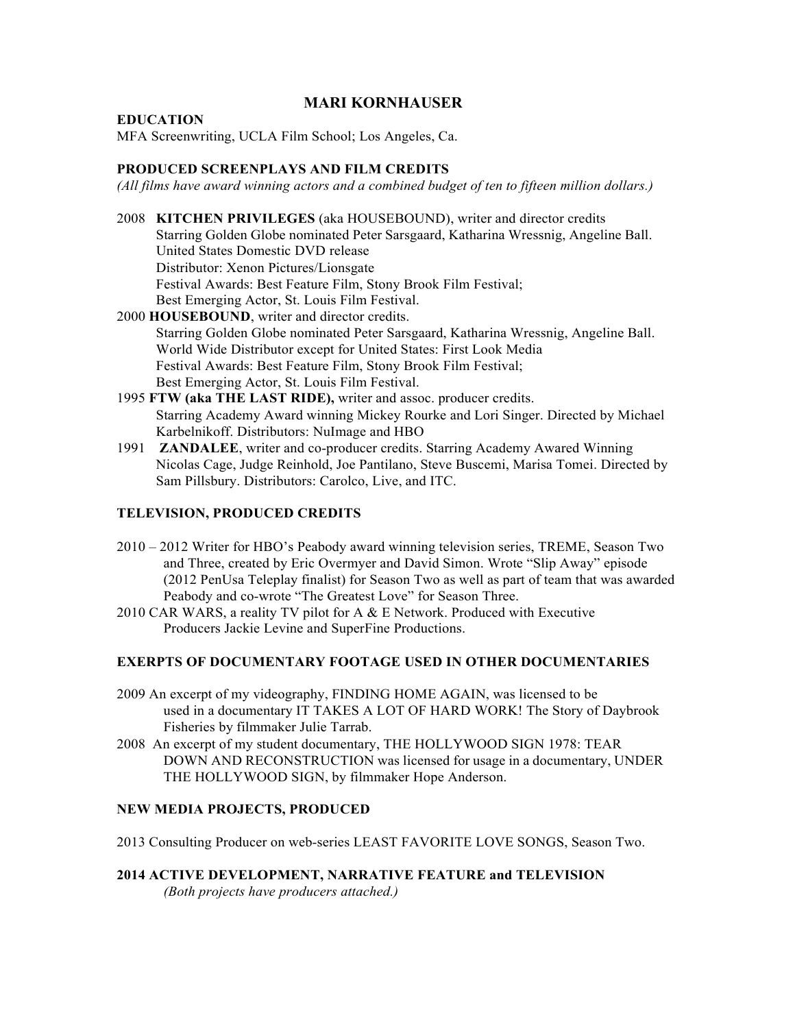# MARI KORNHAUSER

**EDUCATION**

MFA Screenwriting, UCLA Film School; Los Angeles, Ca.

**PRODUCED SCREENPLAYS AND FILM CREDITS**

*(All films have award winning actors and a combined budget of ten to fifteen million dollars.)*

2008 **KITCHEN PRIVILEGES** (aka HOUSEBOUND), writer and director credits
Starring Golden Globe nominated Peter Sarsgaard, Katharina Wressnig, Angeline Ball.
United States Domestic DVD release
Distributor: Xenon Pictures/Lionsgate
Festival Awards: Best Feature Film, Stony Brook Film Festival;
Best Emerging Actor, St. Louis Film Festival.

2000 **HOUSEBOUND**, writer and director credits.
Starring Golden Globe nominated Peter Sarsgaard, Katharina Wressnig, Angeline Ball.
World Wide Distributor except for United States: First Look Media
Festival Awards: Best Feature Film, Stony Brook Film Festival;
Best Emerging Actor, St. Louis Film Festival.

1995 **FTW (aka THE LAST RIDE),** writer and assoc. producer credits.
Starring Academy Award winning Mickey Rourke and Lori Singer. Directed by Michael Karbelnikoff. Distributors: NuImage and HBO

1991 **ZANDALEE**, writer and co-producer credits. Starring Academy Awared Winning Nicolas Cage, Judge Reinhold, Joe Pantilano, Steve Buscemi, Marisa Tomei. Directed by Sam Pillsbury. Distributors: Carolco, Live, and ITC.

**TELEVISION, PRODUCED CREDITS**

2010 – 2012 Writer for HBO's Peabody award winning television series, TREME, Season Two and Three, created by Eric Overmyer and David Simon. Wrote "Slip Away" episode (2012 PenUsa Teleplay finalist) for Season Two as well as part of team that was awarded Peabody and co-wrote "The Greatest Love" for Season Three.

2010 CAR WARS, a reality TV pilot for A & E Network. Produced with Executive Producers Jackie Levine and SuperFine Productions.

**EXERPTS OF DOCUMENTARY FOOTAGE USED IN OTHER DOCUMENTARIES**

2009 An excerpt of my videography, FINDING HOME AGAIN, was licensed to be used in a documentary IT TAKES A LOT OF HARD WORK! The Story of Daybrook Fisheries by filmmaker Julie Tarrab.

2008 An excerpt of my student documentary, THE HOLLYWOOD SIGN 1978: TEAR DOWN AND RECONSTRUCTION was licensed for usage in a documentary, UNDER THE HOLLYWOOD SIGN, by filmmaker Hope Anderson.

**NEW MEDIA PROJECTS, PRODUCED**

2013 Consulting Producer on web-series LEAST FAVORITE LOVE SONGS, Season Two.

**2014 ACTIVE DEVELOPMENT, NARRATIVE FEATURE and TELEVISION**

*(Both projects have producers attached.)*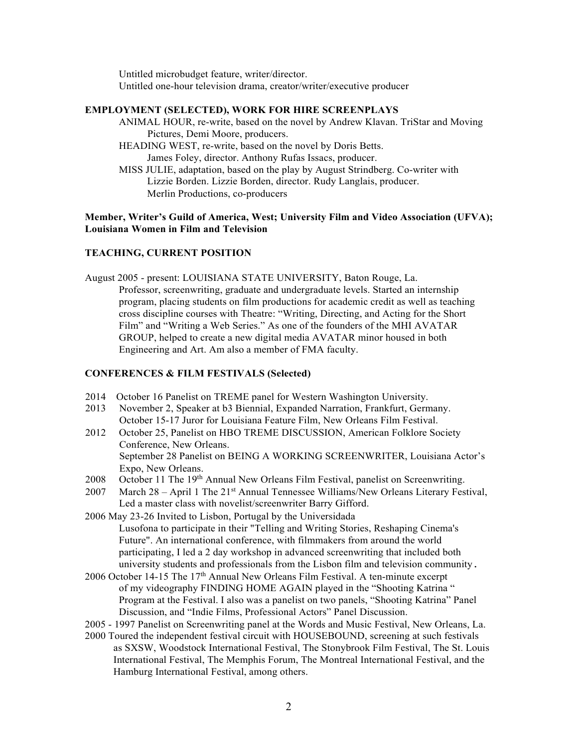Untitled microbudget feature, writer/director.
Untitled one-hour television drama, creator/writer/executive producer

**EMPLOYMENT (SELECTED), WORK FOR HIRE SCREENPLAYS**

ANIMAL HOUR, re-write, based on the novel by Andrew Klavan. TriStar and Moving Pictures, Demi Moore, producers.
HEADING WEST, re-write, based on the novel by Doris Betts. James Foley, director. Anthony Rufas Issacs, producer.
MISS JULIE, adaptation, based on the play by August Strindberg. Co-writer with Lizzie Borden. Lizzie Borden, director. Rudy Langlais, producer. Merlin Productions, co-producers

**Member, Writer's Guild of America, West; University Film and Video Association (UFVA); Louisiana Women in Film and Television**

**TEACHING, CURRENT POSITION**

August 2005 - present: LOUISIANA STATE UNIVERSITY, Baton Rouge, La.
Professor, screenwriting, graduate and undergraduate levels. Started an internship program, placing students on film productions for academic credit as well as teaching cross discipline courses with Theatre: "Writing, Directing, and Acting for the Short Film" and "Writing a Web Series." As one of the founders of the MHI AVATAR GROUP, helped to create a new digital media AVATAR minor housed in both Engineering and Art. Am also a member of FMA faculty.

**CONFERENCES & FILM FESTIVALS (Selected)**

2014 October 16 Panelist on TREME panel for Western Washington University.
2013 November 2, Speaker at b3 Biennial, Expanded Narration, Frankfurt, Germany.
October 15-17 Juror for Louisiana Feature Film, New Orleans Film Festival.
2012 October 25, Panelist on HBO TREME DISCUSSION, American Folklore Society Conference, New Orleans.
September 28 Panelist on BEING A WORKING SCREENWRITER, Louisiana Actor's Expo, New Orleans.
2008 October 11 The 19th Annual New Orleans Film Festival, panelist on Screenwriting.
2007 March 28 – April 1 The 21st Annual Tennessee Williams/New Orleans Literary Festival, Led a master class with novelist/screenwriter Barry Gifford.
2006 May 23-26 Invited to Lisbon, Portugal by the Universidada Lusofona to participate in their "Telling and Writing Stories, Reshaping Cinema's Future". An international conference, with filmmakers from around the world participating, I led a 2 day workshop in advanced screenwriting that included both university students and professionals from the Lisbon film and television community.
2006 October 14-15 The 17th Annual New Orleans Film Festival. A ten-minute excerpt of my videography FINDING HOME AGAIN played in the "Shooting Katrina " Program at the Festival. I also was a panelist on two panels, "Shooting Katrina" Panel Discussion, and "Indie Films, Professional Actors" Panel Discussion.
2005 - 1997 Panelist on Screenwriting panel at the Words and Music Festival, New Orleans, La.
2000 Toured the independent festival circuit with HOUSEBOUND, screening at such festivals as SXSW, Woodstock International Festival, The Stonybrook Film Festival, The St. Louis International Festival, The Memphis Forum, The Montreal International Festival, and the Hamburg International Festival, among others.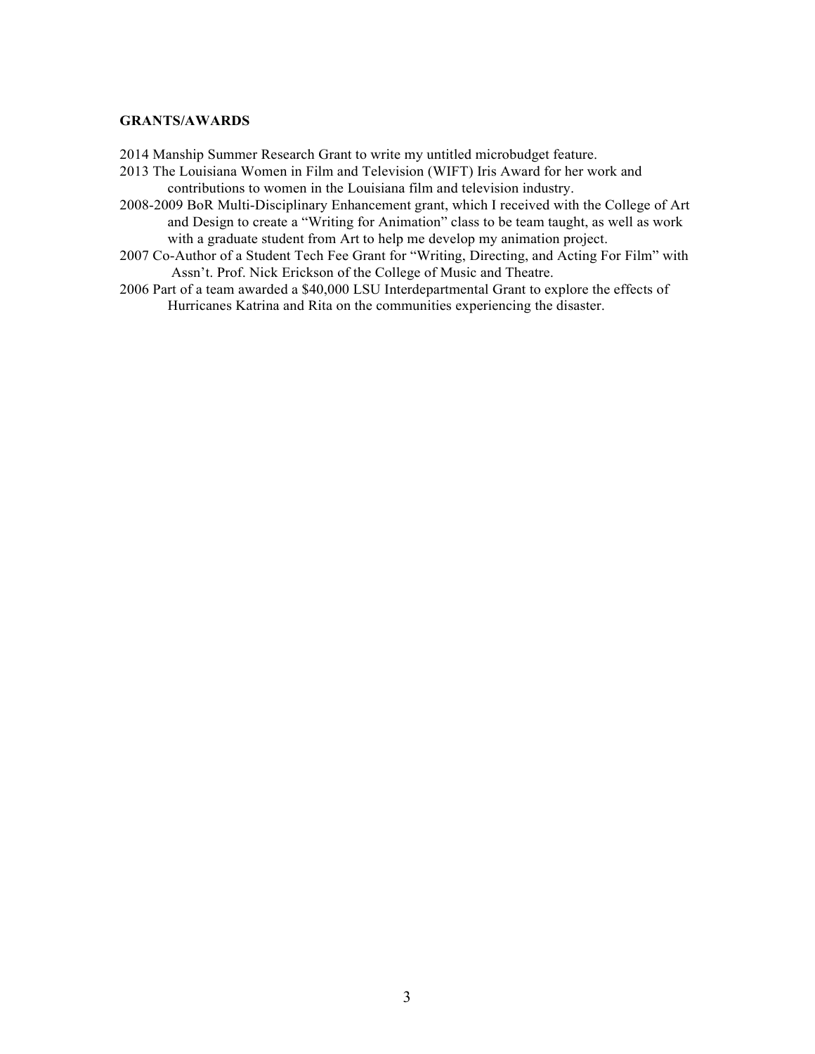**GRANTS/AWARDS**

2014 Manship Summer Research Grant to write my untitled microbudget feature.

2013 The Louisiana Women in Film and Television (WIFT) Iris Award for her work and contributions to women in the Louisiana film and television industry.

2008-2009 BoR Multi-Disciplinary Enhancement grant, which I received with the College of Art and Design to create a "Writing for Animation" class to be team taught, as well as work with a graduate student from Art to help me develop my animation project.

2007 Co-Author of a Student Tech Fee Grant for "Writing, Directing, and Acting For Film" with Assn't. Prof. Nick Erickson of the College of Music and Theatre.

2006 Part of a team awarded a $40,000 LSU Interdepartmental Grant to explore the effects of Hurricanes Katrina and Rita on the communities experiencing the disaster.